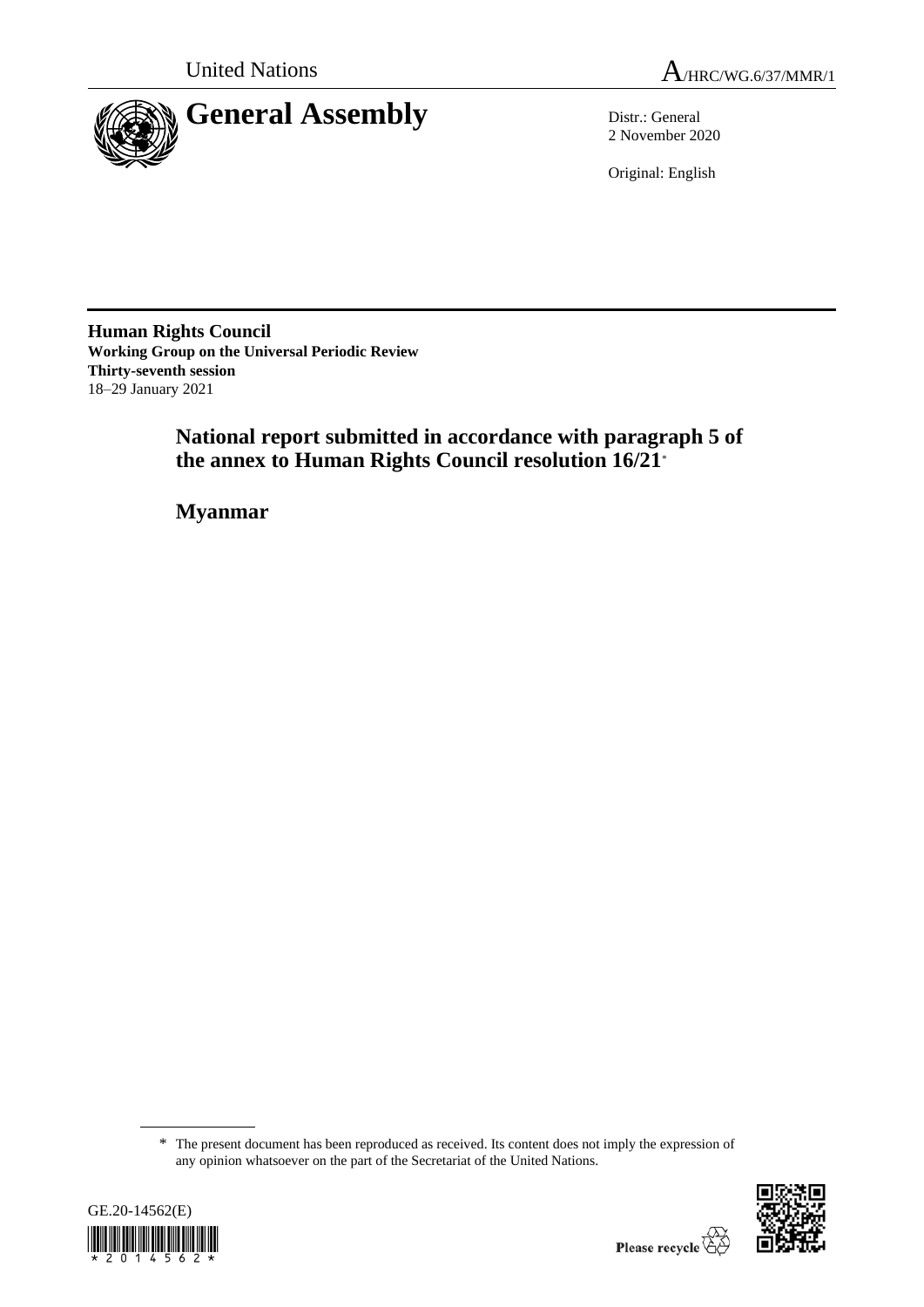United Nations

A/HRC/WG.6/37/MMR/1

# General Assembly

Distr.: General
2 November 2020

Original: English

**Human Rights Council**
**Working Group on the Universal Periodic Review**
**Thirty-seventh session**
18–29 January 2021

## National report submitted in accordance with paragraph 5 of the annex to Human Rights Council resolution 16/21*

## Myanmar

\* The present document has been reproduced as received. Its content does not imply the expression of any opinion whatsoever on the part of the Secretariat of the United Nations.

GE.20-14562(E)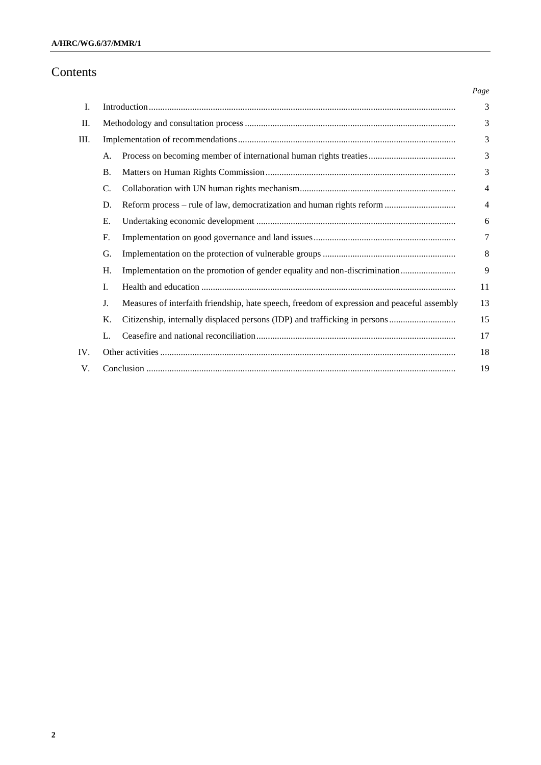# Contents

| | | | Page |
|---|---|---|---|
| I. | Introduction | | 3 |
| II. | Methodology and consultation process | | 3 |
| III. | Implementation of recommendations | | 3 |
| | A. | Process on becoming member of international human rights treaties | 3 |
| | B. | Matters on Human Rights Commission | 3 |
| | C. | Collaboration with UN human rights mechanism | 4 |
| | D. | Reform process – rule of law, democratization and human rights reform | 4 |
| | E. | Undertaking economic development | 6 |
| | F. | Implementation on good governance and land issues | 7 |
| | G. | Implementation on the protection of vulnerable groups | 8 |
| | H. | Implementation on the promotion of gender equality and non-discrimination | 9 |
| | I. | Health and education | 11 |
| | J. | Measures of interfaith friendship, hate speech, freedom of expression and peaceful assembly | 13 |
| | K. | Citizenship, internally displaced persons (IDP) and trafficking in persons | 15 |
| | L. | Ceasefire and national reconciliation | 17 |
| IV. | Other activities | | 18 |
| V. | Conclusion | | 19 |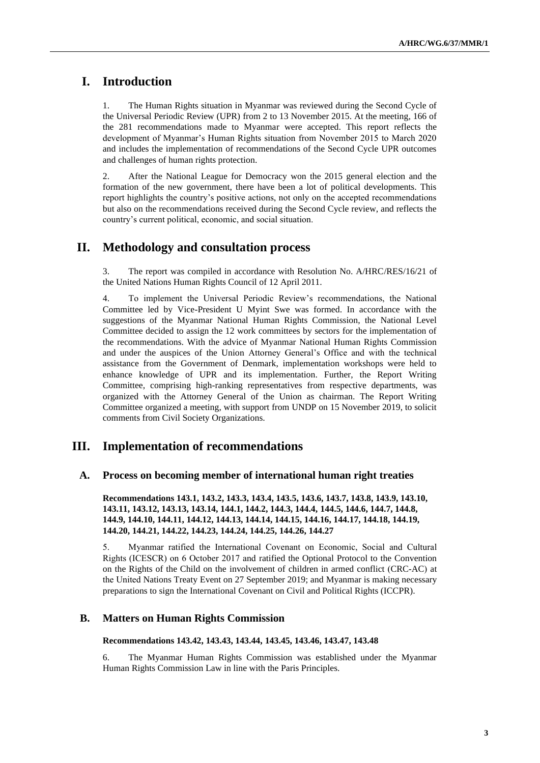# I. Introduction

1. The Human Rights situation in Myanmar was reviewed during the Second Cycle of the Universal Periodic Review (UPR) from 2 to 13 November 2015. At the meeting, 166 of the 281 recommendations made to Myanmar were accepted. This report reflects the development of Myanmar's Human Rights situation from November 2015 to March 2020 and includes the implementation of recommendations of the Second Cycle UPR outcomes and challenges of human rights protection.

2. After the National League for Democracy won the 2015 general election and the formation of the new government, there have been a lot of political developments. This report highlights the country's positive actions, not only on the accepted recommendations but also on the recommendations received during the Second Cycle review, and reflects the country's current political, economic, and social situation.

# II. Methodology and consultation process

3. The report was compiled in accordance with Resolution No. A/HRC/RES/16/21 of the United Nations Human Rights Council of 12 April 2011.

4. To implement the Universal Periodic Review's recommendations, the National Committee led by Vice-President U Myint Swe was formed. In accordance with the suggestions of the Myanmar National Human Rights Commission, the National Level Committee decided to assign the 12 work committees by sectors for the implementation of the recommendations. With the advice of Myanmar National Human Rights Commission and under the auspices of the Union Attorney General's Office and with the technical assistance from the Government of Denmark, implementation workshops were held to enhance knowledge of UPR and its implementation. Further, the Report Writing Committee, comprising high-ranking representatives from respective departments, was organized with the Attorney General of the Union as chairman. The Report Writing Committee organized a meeting, with support from UNDP on 15 November 2019, to solicit comments from Civil Society Organizations.

# III. Implementation of recommendations

## A. Process on becoming member of international human right treaties

**Recommendations 143.1, 143.2, 143.3, 143.4, 143.5, 143.6, 143.7, 143.8, 143.9, 143.10, 143.11, 143.12, 143.13, 143.14, 144.1, 144.2, 144.3, 144.4, 144.5, 144.6, 144.7, 144.8, 144.9, 144.10, 144.11, 144.12, 144.13, 144.14, 144.15, 144.16, 144.17, 144.18, 144.19, 144.20, 144.21, 144.22, 144.23, 144.24, 144.25, 144.26, 144.27**

5. Myanmar ratified the International Covenant on Economic, Social and Cultural Rights (ICESCR) on 6 October 2017 and ratified the Optional Protocol to the Convention on the Rights of the Child on the involvement of children in armed conflict (CRC-AC) at the United Nations Treaty Event on 27 September 2019; and Myanmar is making necessary preparations to sign the International Covenant on Civil and Political Rights (ICCPR).

## B. Matters on Human Rights Commission

**Recommendations 143.42, 143.43, 143.44, 143.45, 143.46, 143.47, 143.48**

6. The Myanmar Human Rights Commission was established under the Myanmar Human Rights Commission Law in line with the Paris Principles.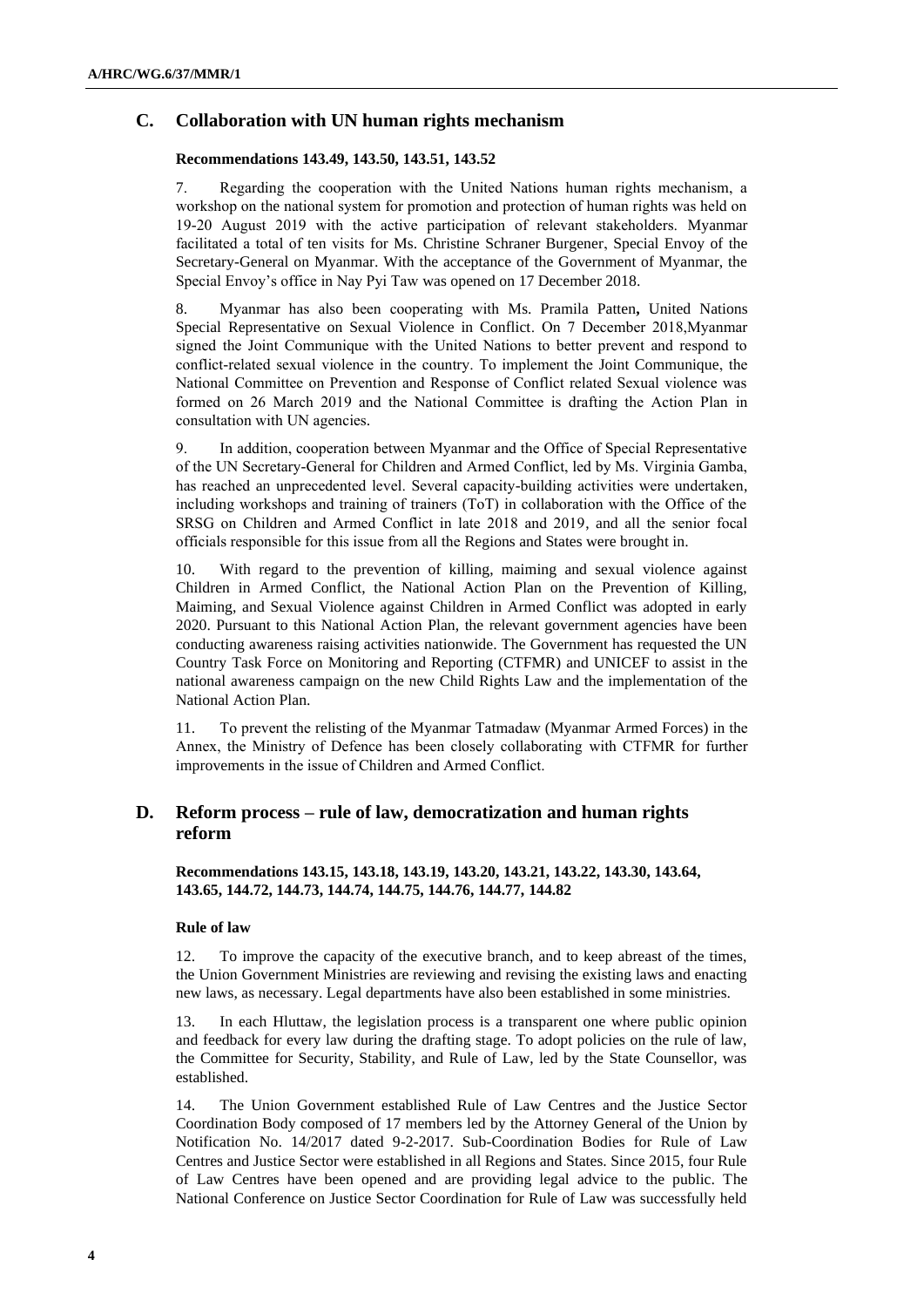## C. Collaboration with UN human rights mechanism

**Recommendations 143.49, 143.50, 143.51, 143.52**

7. Regarding the cooperation with the United Nations human rights mechanism, a workshop on the national system for promotion and protection of human rights was held on 19-20 August 2019 with the active participation of relevant stakeholders. Myanmar facilitated a total of ten visits for Ms. Christine Schraner Burgener, Special Envoy of the Secretary-General on Myanmar. With the acceptance of the Government of Myanmar, the Special Envoy's office in Nay Pyi Taw was opened on 17 December 2018.

8. Myanmar has also been cooperating with Ms. Pramila Patten**,** United Nations Special Representative on Sexual Violence in Conflict. On 7 December 2018,Myanmar signed the Joint Communique with the United Nations to better prevent and respond to conflict-related sexual violence in the country. To implement the Joint Communique, the National Committee on Prevention and Response of Conflict related Sexual violence was formed on 26 March 2019 and the National Committee is drafting the Action Plan in consultation with UN agencies.

9. In addition, cooperation between Myanmar and the Office of Special Representative of the UN Secretary-General for Children and Armed Conflict, led by Ms. Virginia Gamba, has reached an unprecedented level. Several capacity-building activities were undertaken, including workshops and training of trainers (ToT) in collaboration with the Office of the SRSG on Children and Armed Conflict in late 2018 and 2019, and all the senior focal officials responsible for this issue from all the Regions and States were brought in.

10. With regard to the prevention of killing, maiming and sexual violence against Children in Armed Conflict, the National Action Plan on the Prevention of Killing, Maiming, and Sexual Violence against Children in Armed Conflict was adopted in early 2020. Pursuant to this National Action Plan, the relevant government agencies have been conducting awareness raising activities nationwide. The Government has requested the UN Country Task Force on Monitoring and Reporting (CTFMR) and UNICEF to assist in the national awareness campaign on the new Child Rights Law and the implementation of the National Action Plan.

11. To prevent the relisting of the Myanmar Tatmadaw (Myanmar Armed Forces) in the Annex, the Ministry of Defence has been closely collaborating with CTFMR for further improvements in the issue of Children and Armed Conflict.

## D. Reform process – rule of law, democratization and human rights reform

**Recommendations 143.15, 143.18, 143.19, 143.20, 143.21, 143.22, 143.30, 143.64, 143.65, 144.72, 144.73, 144.74, 144.75, 144.76, 144.77, 144.82**

### Rule of law

12. To improve the capacity of the executive branch, and to keep abreast of the times, the Union Government Ministries are reviewing and revising the existing laws and enacting new laws, as necessary. Legal departments have also been established in some ministries.

13. In each Hluttaw, the legislation process is a transparent one where public opinion and feedback for every law during the drafting stage. To adopt policies on the rule of law, the Committee for Security, Stability, and Rule of Law, led by the State Counsellor, was established.

14. The Union Government established Rule of Law Centres and the Justice Sector Coordination Body composed of 17 members led by the Attorney General of the Union by Notification No. 14/2017 dated 9-2-2017. Sub-Coordination Bodies for Rule of Law Centres and Justice Sector were established in all Regions and States. Since 2015, four Rule of Law Centres have been opened and are providing legal advice to the public. The National Conference on Justice Sector Coordination for Rule of Law was successfully held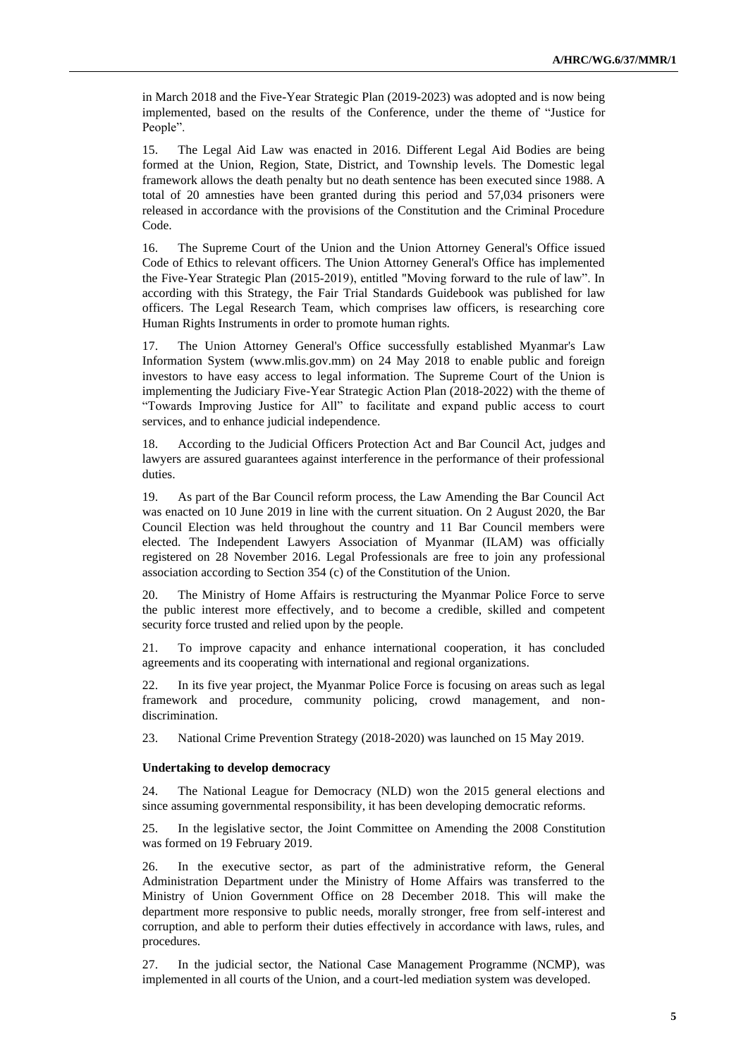in March 2018 and the Five-Year Strategic Plan (2019-2023) was adopted and is now being implemented, based on the results of the Conference, under the theme of "Justice for People".

15. The Legal Aid Law was enacted in 2016. Different Legal Aid Bodies are being formed at the Union, Region, State, District, and Township levels. The Domestic legal framework allows the death penalty but no death sentence has been executed since 1988. A total of 20 amnesties have been granted during this period and 57,034 prisoners were released in accordance with the provisions of the Constitution and the Criminal Procedure Code.

16. The Supreme Court of the Union and the Union Attorney General's Office issued Code of Ethics to relevant officers. The Union Attorney General's Office has implemented the Five-Year Strategic Plan (2015-2019), entitled "Moving forward to the rule of law". In according with this Strategy, the Fair Trial Standards Guidebook was published for law officers. The Legal Research Team, which comprises law officers, is researching core Human Rights Instruments in order to promote human rights.

17. The Union Attorney General's Office successfully established Myanmar's Law Information System (www.mlis.gov.mm) on 24 May 2018 to enable public and foreign investors to have easy access to legal information. The Supreme Court of the Union is implementing the Judiciary Five-Year Strategic Action Plan (2018-2022) with the theme of "Towards Improving Justice for All" to facilitate and expand public access to court services, and to enhance judicial independence.

18. According to the Judicial Officers Protection Act and Bar Council Act, judges and lawyers are assured guarantees against interference in the performance of their professional duties.

19. As part of the Bar Council reform process, the Law Amending the Bar Council Act was enacted on 10 June 2019 in line with the current situation. On 2 August 2020, the Bar Council Election was held throughout the country and 11 Bar Council members were elected. The Independent Lawyers Association of Myanmar (ILAM) was officially registered on 28 November 2016. Legal Professionals are free to join any professional association according to Section 354 (c) of the Constitution of the Union.

20. The Ministry of Home Affairs is restructuring the Myanmar Police Force to serve the public interest more effectively, and to become a credible, skilled and competent security force trusted and relied upon by the people.

21. To improve capacity and enhance international cooperation, it has concluded agreements and its cooperating with international and regional organizations.

22. In its five year project, the Myanmar Police Force is focusing on areas such as legal framework and procedure, community policing, crowd management, and non-discrimination.

23. National Crime Prevention Strategy (2018-2020) was launched on 15 May 2019.

**Undertaking to develop democracy**

24. The National League for Democracy (NLD) won the 2015 general elections and since assuming governmental responsibility, it has been developing democratic reforms.

25. In the legislative sector, the Joint Committee on Amending the 2008 Constitution was formed on 19 February 2019.

26. In the executive sector, as part of the administrative reform, the General Administration Department under the Ministry of Home Affairs was transferred to the Ministry of Union Government Office on 28 December 2018. This will make the department more responsive to public needs, morally stronger, free from self-interest and corruption, and able to perform their duties effectively in accordance with laws, rules, and procedures.

27. In the judicial sector, the National Case Management Programme (NCMP), was implemented in all courts of the Union, and a court-led mediation system was developed.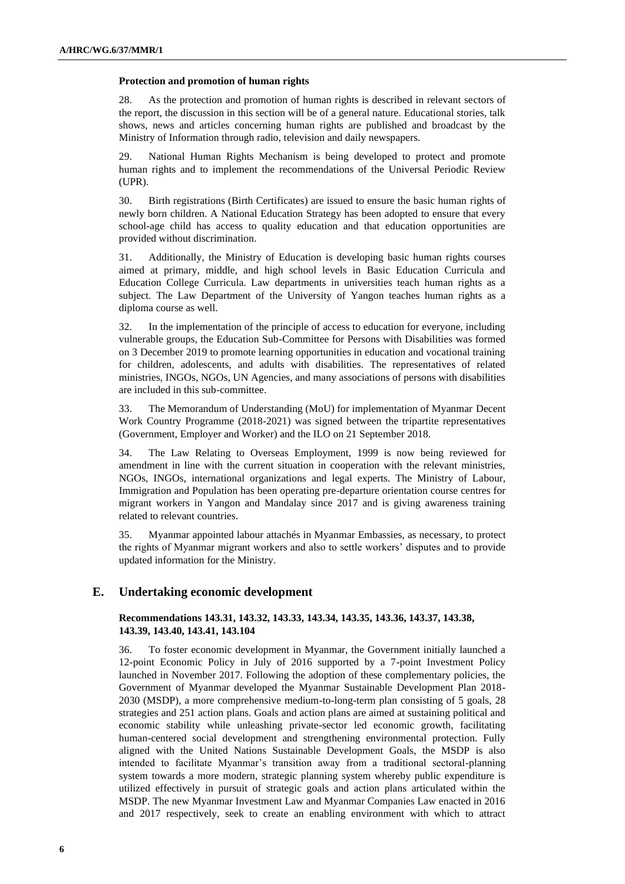#### Protection and promotion of human rights

28. As the protection and promotion of human rights is described in relevant sectors of the report, the discussion in this section will be of a general nature. Educational stories, talk shows, news and articles concerning human rights are published and broadcast by the Ministry of Information through radio, television and daily newspapers.

29. National Human Rights Mechanism is being developed to protect and promote human rights and to implement the recommendations of the Universal Periodic Review (UPR).

30. Birth registrations (Birth Certificates) are issued to ensure the basic human rights of newly born children. A National Education Strategy has been adopted to ensure that every school-age child has access to quality education and that education opportunities are provided without discrimination.

31. Additionally, the Ministry of Education is developing basic human rights courses aimed at primary, middle, and high school levels in Basic Education Curricula and Education College Curricula. Law departments in universities teach human rights as a subject. The Law Department of the University of Yangon teaches human rights as a diploma course as well.

32. In the implementation of the principle of access to education for everyone, including vulnerable groups, the Education Sub-Committee for Persons with Disabilities was formed on 3 December 2019 to promote learning opportunities in education and vocational training for children, adolescents, and adults with disabilities. The representatives of related ministries, INGOs, NGOs, UN Agencies, and many associations of persons with disabilities are included in this sub-committee.

33. The Memorandum of Understanding (MoU) for implementation of Myanmar Decent Work Country Programme (2018-2021) was signed between the tripartite representatives (Government, Employer and Worker) and the ILO on 21 September 2018.

34. The Law Relating to Overseas Employment, 1999 is now being reviewed for amendment in line with the current situation in cooperation with the relevant ministries, NGOs, INGOs, international organizations and legal experts. The Ministry of Labour, Immigration and Population has been operating pre-departure orientation course centres for migrant workers in Yangon and Mandalay since 2017 and is giving awareness training related to relevant countries.

35. Myanmar appointed labour attachés in Myanmar Embassies, as necessary, to protect the rights of Myanmar migrant workers and also to settle workers' disputes and to provide updated information for the Ministry.

## E. Undertaking economic development

#### Recommendations 143.31, 143.32, 143.33, 143.34, 143.35, 143.36, 143.37, 143.38, 143.39, 143.40, 143.41, 143.104

36. To foster economic development in Myanmar, the Government initially launched a 12-point Economic Policy in July of 2016 supported by a 7-point Investment Policy launched in November 2017. Following the adoption of these complementary policies, the Government of Myanmar developed the Myanmar Sustainable Development Plan 2018-2030 (MSDP), a more comprehensive medium-to-long-term plan consisting of 5 goals, 28 strategies and 251 action plans. Goals and action plans are aimed at sustaining political and economic stability while unleashing private-sector led economic growth, facilitating human-centered social development and strengthening environmental protection. Fully aligned with the United Nations Sustainable Development Goals, the MSDP is also intended to facilitate Myanmar's transition away from a traditional sectoral-planning system towards a more modern, strategic planning system whereby public expenditure is utilized effectively in pursuit of strategic goals and action plans articulated within the MSDP. The new Myanmar Investment Law and Myanmar Companies Law enacted in 2016 and 2017 respectively, seek to create an enabling environment with which to attract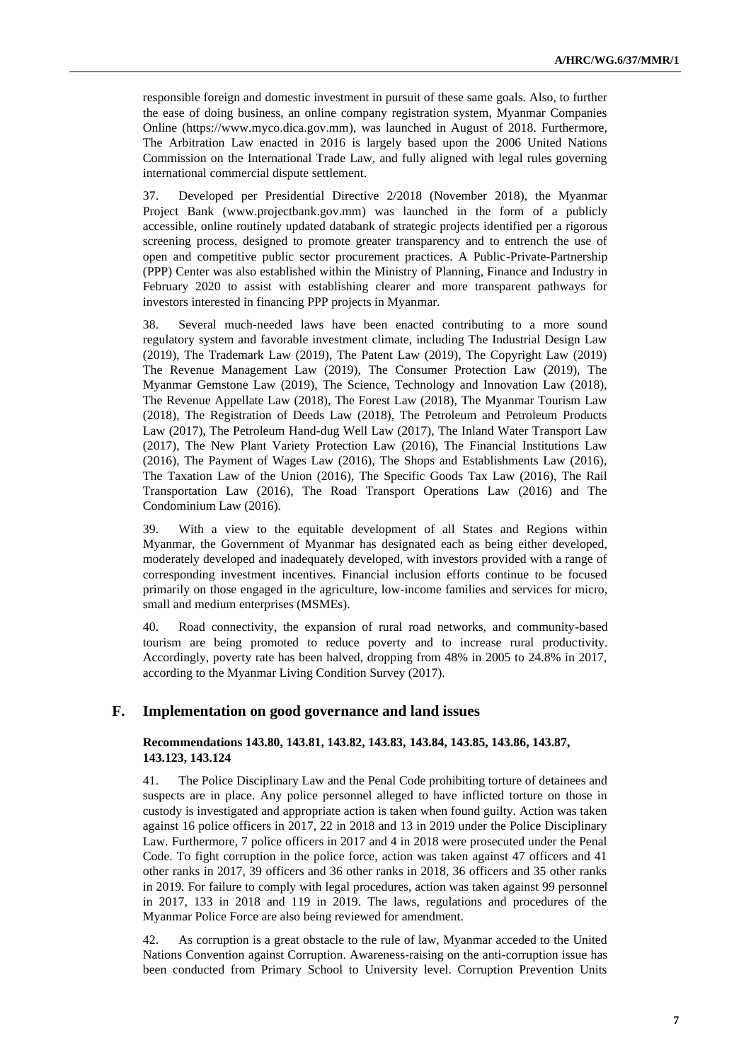responsible foreign and domestic investment in pursuit of these same goals. Also, to further the ease of doing business, an online company registration system, Myanmar Companies Online (https://www.myco.dica.gov.mm), was launched in August of 2018. Furthermore, The Arbitration Law enacted in 2016 is largely based upon the 2006 United Nations Commission on the International Trade Law, and fully aligned with legal rules governing international commercial dispute settlement.

37. Developed per Presidential Directive 2/2018 (November 2018), the Myanmar Project Bank (www.projectbank.gov.mm) was launched in the form of a publicly accessible, online routinely updated databank of strategic projects identified per a rigorous screening process, designed to promote greater transparency and to entrench the use of open and competitive public sector procurement practices. A Public-Private-Partnership (PPP) Center was also established within the Ministry of Planning, Finance and Industry in February 2020 to assist with establishing clearer and more transparent pathways for investors interested in financing PPP projects in Myanmar.

38. Several much-needed laws have been enacted contributing to a more sound regulatory system and favorable investment climate, including The Industrial Design Law (2019), The Trademark Law (2019), The Patent Law (2019), The Copyright Law (2019) The Revenue Management Law (2019), The Consumer Protection Law (2019), The Myanmar Gemstone Law (2019), The Science, Technology and Innovation Law (2018), The Revenue Appellate Law (2018), The Forest Law (2018), The Myanmar Tourism Law (2018), The Registration of Deeds Law (2018), The Petroleum and Petroleum Products Law (2017), The Petroleum Hand-dug Well Law (2017), The Inland Water Transport Law (2017), The New Plant Variety Protection Law (2016), The Financial Institutions Law (2016), The Payment of Wages Law (2016), The Shops and Establishments Law (2016), The Taxation Law of the Union (2016), The Specific Goods Tax Law (2016), The Rail Transportation Law (2016), The Road Transport Operations Law (2016) and The Condominium Law (2016).

39. With a view to the equitable development of all States and Regions within Myanmar, the Government of Myanmar has designated each as being either developed, moderately developed and inadequately developed, with investors provided with a range of corresponding investment incentives. Financial inclusion efforts continue to be focused primarily on those engaged in the agriculture, low-income families and services for micro, small and medium enterprises (MSMEs).

40. Road connectivity, the expansion of rural road networks, and community-based tourism are being promoted to reduce poverty and to increase rural productivity. Accordingly, poverty rate has been halved, dropping from 48% in 2005 to 24.8% in 2017, according to the Myanmar Living Condition Survey (2017).

## F. Implementation on good governance and land issues

### Recommendations 143.80, 143.81, 143.82, 143.83, 143.84, 143.85, 143.86, 143.87, 143.123, 143.124

41. The Police Disciplinary Law and the Penal Code prohibiting torture of detainees and suspects are in place. Any police personnel alleged to have inflicted torture on those in custody is investigated and appropriate action is taken when found guilty. Action was taken against 16 police officers in 2017, 22 in 2018 and 13 in 2019 under the Police Disciplinary Law. Furthermore, 7 police officers in 2017 and 4 in 2018 were prosecuted under the Penal Code. To fight corruption in the police force, action was taken against 47 officers and 41 other ranks in 2017, 39 officers and 36 other ranks in 2018, 36 officers and 35 other ranks in 2019. For failure to comply with legal procedures, action was taken against 99 personnel in 2017, 133 in 2018 and 119 in 2019. The laws, regulations and procedures of the Myanmar Police Force are also being reviewed for amendment.

42. As corruption is a great obstacle to the rule of law, Myanmar acceded to the United Nations Convention against Corruption. Awareness-raising on the anti-corruption issue has been conducted from Primary School to University level. Corruption Prevention Units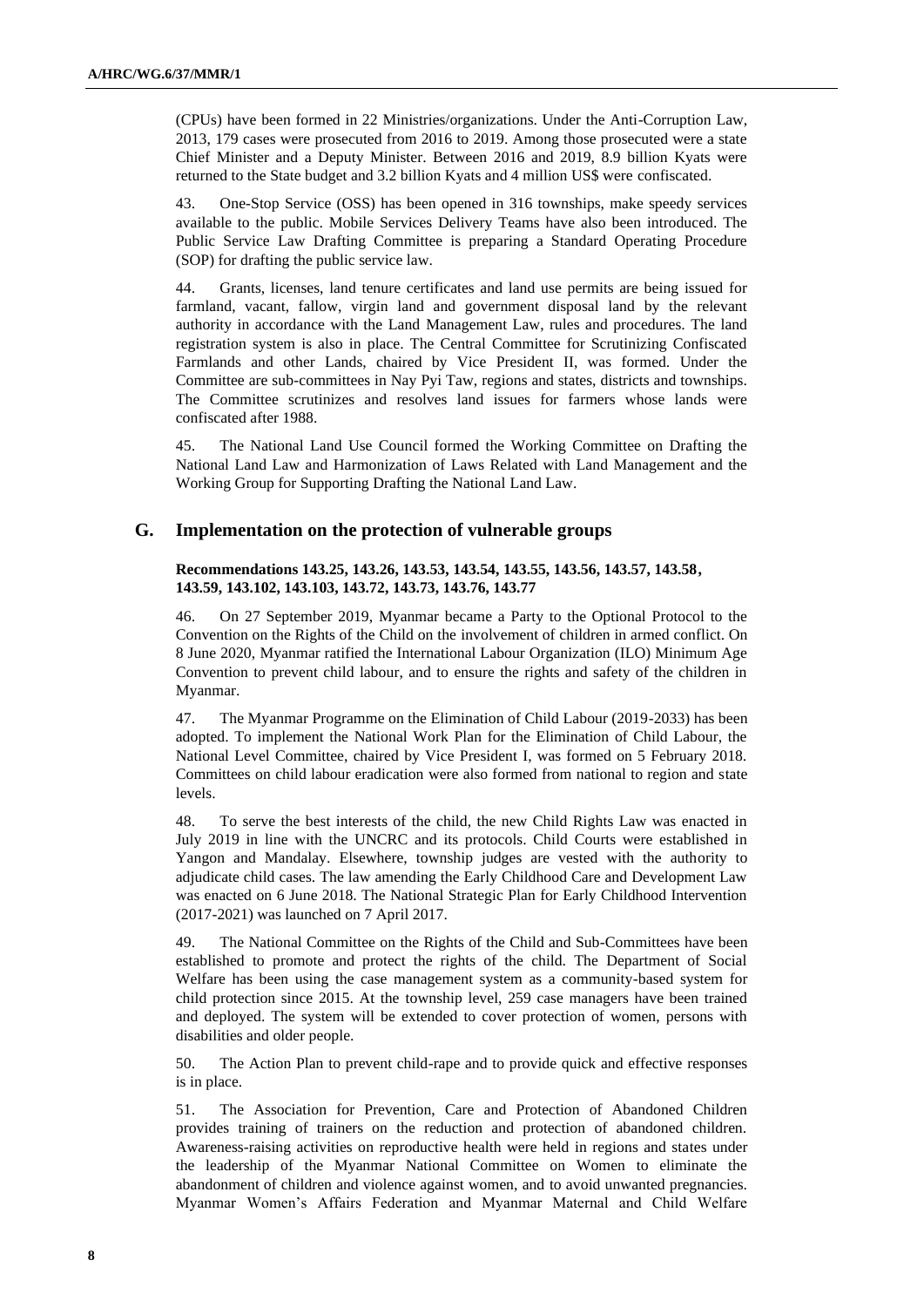(CPUs) have been formed in 22 Ministries/organizations. Under the Anti-Corruption Law, 2013, 179 cases were prosecuted from 2016 to 2019. Among those prosecuted were a state Chief Minister and a Deputy Minister. Between 2016 and 2019, 8.9 billion Kyats were returned to the State budget and 3.2 billion Kyats and 4 million US$ were confiscated.

43. One-Stop Service (OSS) has been opened in 316 townships, make speedy services available to the public. Mobile Services Delivery Teams have also been introduced. The Public Service Law Drafting Committee is preparing a Standard Operating Procedure (SOP) for drafting the public service law.

44. Grants, licenses, land tenure certificates and land use permits are being issued for farmland, vacant, fallow, virgin land and government disposal land by the relevant authority in accordance with the Land Management Law, rules and procedures. The land registration system is also in place. The Central Committee for Scrutinizing Confiscated Farmlands and other Lands, chaired by Vice President II, was formed. Under the Committee are sub-committees in Nay Pyi Taw, regions and states, districts and townships. The Committee scrutinizes and resolves land issues for farmers whose lands were confiscated after 1988.

45. The National Land Use Council formed the Working Committee on Drafting the National Land Law and Harmonization of Laws Related with Land Management and the Working Group for Supporting Drafting the National Land Law.

## G. Implementation on the protection of vulnerable groups

**Recommendations 143.25, 143.26, 143.53, 143.54, 143.55, 143.56, 143.57, 143.58, 143.59, 143.102, 143.103, 143.72, 143.73, 143.76, 143.77**

46. On 27 September 2019, Myanmar became a Party to the Optional Protocol to the Convention on the Rights of the Child on the involvement of children in armed conflict. On 8 June 2020, Myanmar ratified the International Labour Organization (ILO) Minimum Age Convention to prevent child labour, and to ensure the rights and safety of the children in Myanmar.

47. The Myanmar Programme on the Elimination of Child Labour (2019-2033) has been adopted. To implement the National Work Plan for the Elimination of Child Labour, the National Level Committee, chaired by Vice President I, was formed on 5 February 2018. Committees on child labour eradication were also formed from national to region and state levels.

48. To serve the best interests of the child, the new Child Rights Law was enacted in July 2019 in line with the UNCRC and its protocols. Child Courts were established in Yangon and Mandalay. Elsewhere, township judges are vested with the authority to adjudicate child cases. The law amending the Early Childhood Care and Development Law was enacted on 6 June 2018. The National Strategic Plan for Early Childhood Intervention (2017-2021) was launched on 7 April 2017.

49. The National Committee on the Rights of the Child and Sub-Committees have been established to promote and protect the rights of the child. The Department of Social Welfare has been using the case management system as a community-based system for child protection since 2015. At the township level, 259 case managers have been trained and deployed. The system will be extended to cover protection of women, persons with disabilities and older people.

50. The Action Plan to prevent child-rape and to provide quick and effective responses is in place.

51. The Association for Prevention, Care and Protection of Abandoned Children provides training of trainers on the reduction and protection of abandoned children. Awareness-raising activities on reproductive health were held in regions and states under the leadership of the Myanmar National Committee on Women to eliminate the abandonment of children and violence against women, and to avoid unwanted pregnancies. Myanmar Women's Affairs Federation and Myanmar Maternal and Child Welfare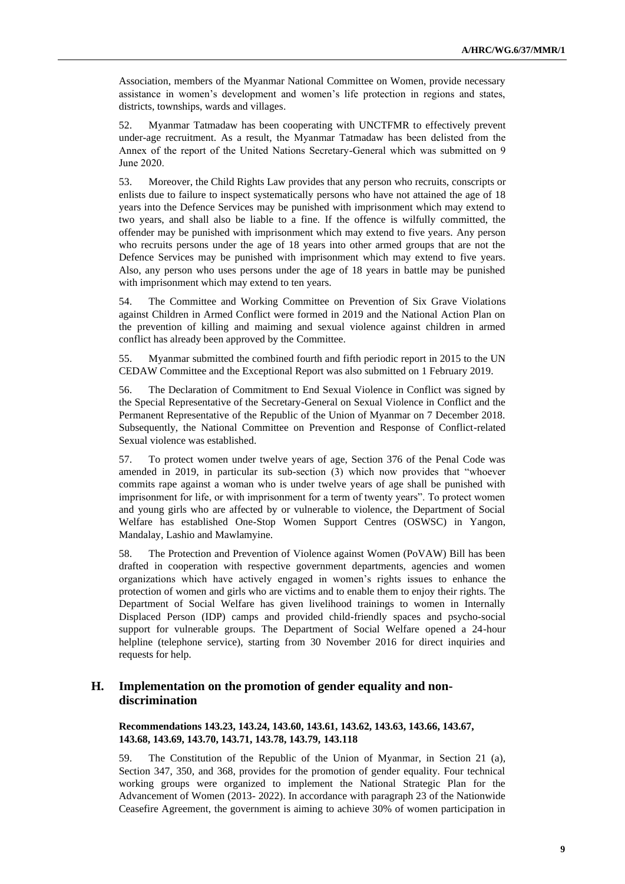Association, members of the Myanmar National Committee on Women, provide necessary assistance in women's development and women's life protection in regions and states, districts, townships, wards and villages.

52. Myanmar Tatmadaw has been cooperating with UNCTFMR to effectively prevent under-age recruitment. As a result, the Myanmar Tatmadaw has been delisted from the Annex of the report of the United Nations Secretary-General which was submitted on 9 June 2020.

53. Moreover, the Child Rights Law provides that any person who recruits, conscripts or enlists due to failure to inspect systematically persons who have not attained the age of 18 years into the Defence Services may be punished with imprisonment which may extend to two years, and shall also be liable to a fine. If the offence is wilfully committed, the offender may be punished with imprisonment which may extend to five years. Any person who recruits persons under the age of 18 years into other armed groups that are not the Defence Services may be punished with imprisonment which may extend to five years. Also, any person who uses persons under the age of 18 years in battle may be punished with imprisonment which may extend to ten years.

54. The Committee and Working Committee on Prevention of Six Grave Violations against Children in Armed Conflict were formed in 2019 and the National Action Plan on the prevention of killing and maiming and sexual violence against children in armed conflict has already been approved by the Committee.

55. Myanmar submitted the combined fourth and fifth periodic report in 2015 to the UN CEDAW Committee and the Exceptional Report was also submitted on 1 February 2019.

56. The Declaration of Commitment to End Sexual Violence in Conflict was signed by the Special Representative of the Secretary-General on Sexual Violence in Conflict and the Permanent Representative of the Republic of the Union of Myanmar on 7 December 2018. Subsequently, the National Committee on Prevention and Response of Conflict-related Sexual violence was established.

57. To protect women under twelve years of age, Section 376 of the Penal Code was amended in 2019, in particular its sub-section (3) which now provides that "whoever commits rape against a woman who is under twelve years of age shall be punished with imprisonment for life, or with imprisonment for a term of twenty years". To protect women and young girls who are affected by or vulnerable to violence, the Department of Social Welfare has established One-Stop Women Support Centres (OSWSC) in Yangon, Mandalay, Lashio and Mawlamyine.

58. The Protection and Prevention of Violence against Women (PoVAW) Bill has been drafted in cooperation with respective government departments, agencies and women organizations which have actively engaged in women's rights issues to enhance the protection of women and girls who are victims and to enable them to enjoy their rights. The Department of Social Welfare has given livelihood trainings to women in Internally Displaced Person (IDP) camps and provided child-friendly spaces and psycho-social support for vulnerable groups. The Department of Social Welfare opened a 24-hour helpline (telephone service), starting from 30 November 2016 for direct inquiries and requests for help.

## H. Implementation on the promotion of gender equality and non-discrimination

**Recommendations 143.23, 143.24, 143.60, 143.61, 143.62, 143.63, 143.66, 143.67, 143.68, 143.69, 143.70, 143.71, 143.78, 143.79, 143.118**

59. The Constitution of the Republic of the Union of Myanmar, in Section 21 (a), Section 347, 350, and 368, provides for the promotion of gender equality. Four technical working groups were organized to implement the National Strategic Plan for the Advancement of Women (2013- 2022). In accordance with paragraph 23 of the Nationwide Ceasefire Agreement, the government is aiming to achieve 30% of women participation in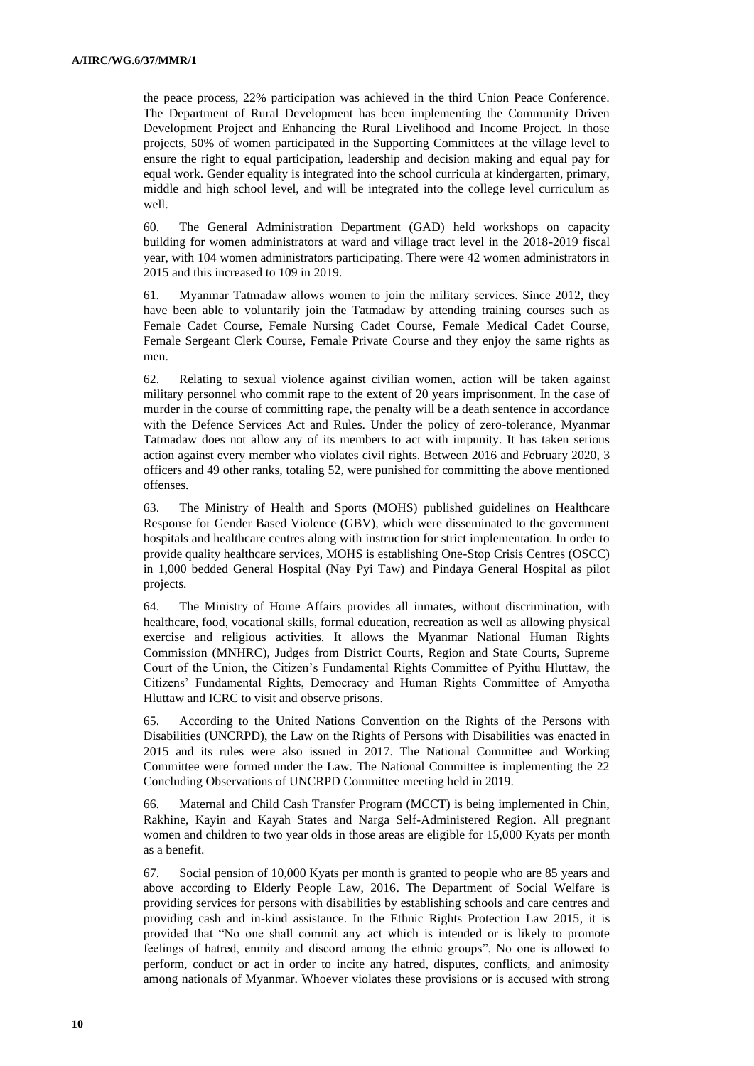the peace process, 22% participation was achieved in the third Union Peace Conference. The Department of Rural Development has been implementing the Community Driven Development Project and Enhancing the Rural Livelihood and Income Project. In those projects, 50% of women participated in the Supporting Committees at the village level to ensure the right to equal participation, leadership and decision making and equal pay for equal work. Gender equality is integrated into the school curricula at kindergarten, primary, middle and high school level, and will be integrated into the college level curriculum as well.

60. The General Administration Department (GAD) held workshops on capacity building for women administrators at ward and village tract level in the 2018-2019 fiscal year, with 104 women administrators participating. There were 42 women administrators in 2015 and this increased to 109 in 2019.

61. Myanmar Tatmadaw allows women to join the military services. Since 2012, they have been able to voluntarily join the Tatmadaw by attending training courses such as Female Cadet Course, Female Nursing Cadet Course, Female Medical Cadet Course, Female Sergeant Clerk Course, Female Private Course and they enjoy the same rights as men.

62. Relating to sexual violence against civilian women, action will be taken against military personnel who commit rape to the extent of 20 years imprisonment. In the case of murder in the course of committing rape, the penalty will be a death sentence in accordance with the Defence Services Act and Rules. Under the policy of zero-tolerance, Myanmar Tatmadaw does not allow any of its members to act with impunity. It has taken serious action against every member who violates civil rights. Between 2016 and February 2020, 3 officers and 49 other ranks, totaling 52, were punished for committing the above mentioned offenses.

63. The Ministry of Health and Sports (MOHS) published guidelines on Healthcare Response for Gender Based Violence (GBV), which were disseminated to the government hospitals and healthcare centres along with instruction for strict implementation. In order to provide quality healthcare services, MOHS is establishing One-Stop Crisis Centres (OSCC) in 1,000 bedded General Hospital (Nay Pyi Taw) and Pindaya General Hospital as pilot projects.

64. The Ministry of Home Affairs provides all inmates, without discrimination, with healthcare, food, vocational skills, formal education, recreation as well as allowing physical exercise and religious activities. It allows the Myanmar National Human Rights Commission (MNHRC), Judges from District Courts, Region and State Courts, Supreme Court of the Union, the Citizen's Fundamental Rights Committee of Pyithu Hluttaw, the Citizens' Fundamental Rights, Democracy and Human Rights Committee of Amyotha Hluttaw and ICRC to visit and observe prisons.

65. According to the United Nations Convention on the Rights of the Persons with Disabilities (UNCRPD), the Law on the Rights of Persons with Disabilities was enacted in 2015 and its rules were also issued in 2017. The National Committee and Working Committee were formed under the Law. The National Committee is implementing the 22 Concluding Observations of UNCRPD Committee meeting held in 2019.

66. Maternal and Child Cash Transfer Program (MCCT) is being implemented in Chin, Rakhine, Kayin and Kayah States and Narga Self-Administered Region. All pregnant women and children to two year olds in those areas are eligible for 15,000 Kyats per month as a benefit.

67. Social pension of 10,000 Kyats per month is granted to people who are 85 years and above according to Elderly People Law, 2016. The Department of Social Welfare is providing services for persons with disabilities by establishing schools and care centres and providing cash and in-kind assistance. In the Ethnic Rights Protection Law 2015, it is provided that "No one shall commit any act which is intended or is likely to promote feelings of hatred, enmity and discord among the ethnic groups". No one is allowed to perform, conduct or act in order to incite any hatred, disputes, conflicts, and animosity among nationals of Myanmar. Whoever violates these provisions or is accused with strong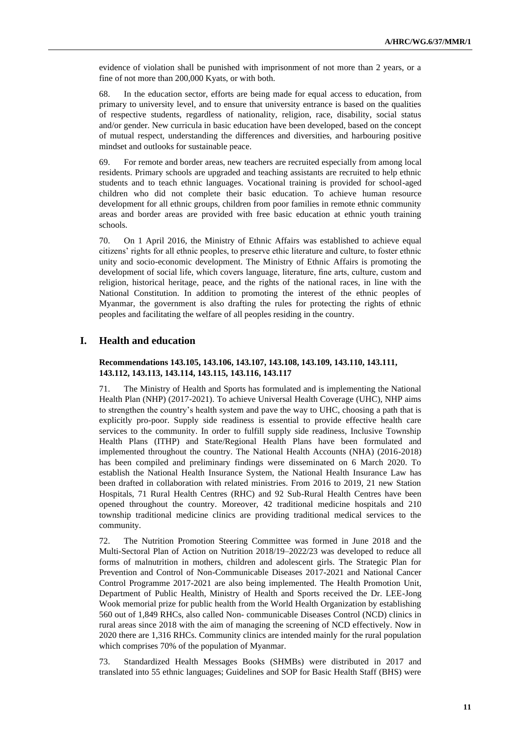evidence of violation shall be punished with imprisonment of not more than 2 years, or a fine of not more than 200,000 Kyats, or with both.

68. In the education sector, efforts are being made for equal access to education, from primary to university level, and to ensure that university entrance is based on the qualities of respective students, regardless of nationality, religion, race, disability, social status and/or gender. New curricula in basic education have been developed, based on the concept of mutual respect, understanding the differences and diversities, and harbouring positive mindset and outlooks for sustainable peace.

69. For remote and border areas, new teachers are recruited especially from among local residents. Primary schools are upgraded and teaching assistants are recruited to help ethnic students and to teach ethnic languages. Vocational training is provided for school-aged children who did not complete their basic education. To achieve human resource development for all ethnic groups, children from poor families in remote ethnic community areas and border areas are provided with free basic education at ethnic youth training schools.

70. On 1 April 2016, the Ministry of Ethnic Affairs was established to achieve equal citizens' rights for all ethnic peoples, to preserve ethic literature and culture, to foster ethnic unity and socio-economic development. The Ministry of Ethnic Affairs is promoting the development of social life, which covers language, literature, fine arts, culture, custom and religion, historical heritage, peace, and the rights of the national races, in line with the National Constitution. In addition to promoting the interest of the ethnic peoples of Myanmar, the government is also drafting the rules for protecting the rights of ethnic peoples and facilitating the welfare of all peoples residing in the country.

## I. Health and education

### Recommendations 143.105, 143.106, 143.107, 143.108, 143.109, 143.110, 143.111, 143.112, 143.113, 143.114, 143.115, 143.116, 143.117

71. The Ministry of Health and Sports has formulated and is implementing the National Health Plan (NHP) (2017-2021). To achieve Universal Health Coverage (UHC), NHP aims to strengthen the country's health system and pave the way to UHC, choosing a path that is explicitly pro-poor. Supply side readiness is essential to provide effective health care services to the community. In order to fulfill supply side readiness, Inclusive Township Health Plans (ITHP) and State/Regional Health Plans have been formulated and implemented throughout the country. The National Health Accounts (NHA) (2016-2018) has been compiled and preliminary findings were disseminated on 6 March 2020. To establish the National Health Insurance System, the National Health Insurance Law has been drafted in collaboration with related ministries. From 2016 to 2019, 21 new Station Hospitals, 71 Rural Health Centres (RHC) and 92 Sub-Rural Health Centres have been opened throughout the country. Moreover, 42 traditional medicine hospitals and 210 township traditional medicine clinics are providing traditional medical services to the community.

72. The Nutrition Promotion Steering Committee was formed in June 2018 and the Multi-Sectoral Plan of Action on Nutrition 2018/19–2022/23 was developed to reduce all forms of malnutrition in mothers, children and adolescent girls. The Strategic Plan for Prevention and Control of Non-Communicable Diseases 2017-2021 and National Cancer Control Programme 2017-2021 are also being implemented. The Health Promotion Unit, Department of Public Health, Ministry of Health and Sports received the Dr. LEE-Jong Wook memorial prize for public health from the World Health Organization by establishing 560 out of 1,849 RHCs, also called Non- communicable Diseases Control (NCD) clinics in rural areas since 2018 with the aim of managing the screening of NCD effectively. Now in 2020 there are 1,316 RHCs. Community clinics are intended mainly for the rural population which comprises 70% of the population of Myanmar.

73. Standardized Health Messages Books (SHMBs) were distributed in 2017 and translated into 55 ethnic languages; Guidelines and SOP for Basic Health Staff (BHS) were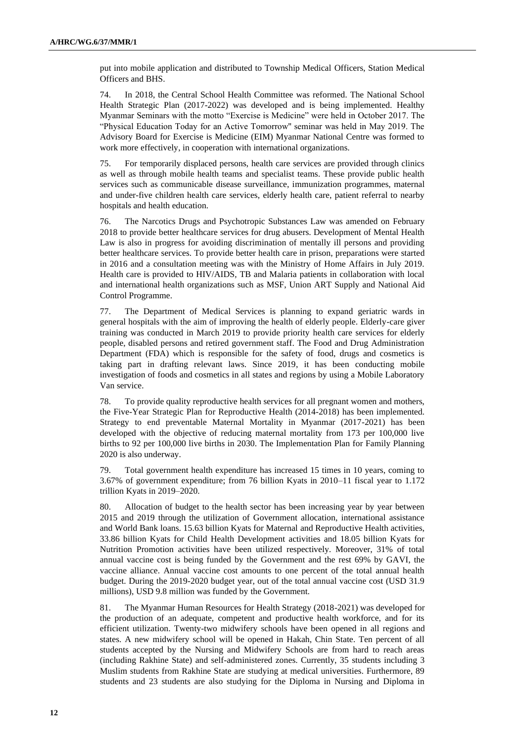put into mobile application and distributed to Township Medical Officers, Station Medical Officers and BHS.

74. In 2018, the Central School Health Committee was reformed. The National School Health Strategic Plan (2017-2022) was developed and is being implemented. Healthy Myanmar Seminars with the motto "Exercise is Medicine" were held in October 2017. The "Physical Education Today for an Active Tomorrow" seminar was held in May 2019. The Advisory Board for Exercise is Medicine (EIM) Myanmar National Centre was formed to work more effectively, in cooperation with international organizations.

75. For temporarily displaced persons, health care services are provided through clinics as well as through mobile health teams and specialist teams. These provide public health services such as communicable disease surveillance, immunization programmes, maternal and under-five children health care services, elderly health care, patient referral to nearby hospitals and health education.

76. The Narcotics Drugs and Psychotropic Substances Law was amended on February 2018 to provide better healthcare services for drug abusers. Development of Mental Health Law is also in progress for avoiding discrimination of mentally ill persons and providing better healthcare services. To provide better health care in prison, preparations were started in 2016 and a consultation meeting was with the Ministry of Home Affairs in July 2019. Health care is provided to HIV/AIDS, TB and Malaria patients in collaboration with local and international health organizations such as MSF, Union ART Supply and National Aid Control Programme.

77. The Department of Medical Services is planning to expand geriatric wards in general hospitals with the aim of improving the health of elderly people. Elderly-care giver training was conducted in March 2019 to provide priority health care services for elderly people, disabled persons and retired government staff. The Food and Drug Administration Department (FDA) which is responsible for the safety of food, drugs and cosmetics is taking part in drafting relevant laws. Since 2019, it has been conducting mobile investigation of foods and cosmetics in all states and regions by using a Mobile Laboratory Van service.

78. To provide quality reproductive health services for all pregnant women and mothers, the Five-Year Strategic Plan for Reproductive Health (2014-2018) has been implemented. Strategy to end preventable Maternal Mortality in Myanmar (2017-2021) has been developed with the objective of reducing maternal mortality from 173 per 100,000 live births to 92 per 100,000 live births in 2030. The Implementation Plan for Family Planning 2020 is also underway.

79. Total government health expenditure has increased 15 times in 10 years, coming to 3.67% of government expenditure; from 76 billion Kyats in 2010–11 fiscal year to 1.172 trillion Kyats in 2019–2020.

80. Allocation of budget to the health sector has been increasing year by year between 2015 and 2019 through the utilization of Government allocation, international assistance and World Bank loans. 15.63 billion Kyats for Maternal and Reproductive Health activities, 33.86 billion Kyats for Child Health Development activities and 18.05 billion Kyats for Nutrition Promotion activities have been utilized respectively. Moreover, 31% of total annual vaccine cost is being funded by the Government and the rest 69% by GAVI, the vaccine alliance. Annual vaccine cost amounts to one percent of the total annual health budget. During the 2019-2020 budget year, out of the total annual vaccine cost (USD 31.9 millions), USD 9.8 million was funded by the Government.

81. The Myanmar Human Resources for Health Strategy (2018-2021) was developed for the production of an adequate, competent and productive health workforce, and for its efficient utilization. Twenty-two midwifery schools have been opened in all regions and states. A new midwifery school will be opened in Hakah, Chin State. Ten percent of all students accepted by the Nursing and Midwifery Schools are from hard to reach areas (including Rakhine State) and self-administered zones. Currently, 35 students including 3 Muslim students from Rakhine State are studying at medical universities. Furthermore, 89 students and 23 students are also studying for the Diploma in Nursing and Diploma in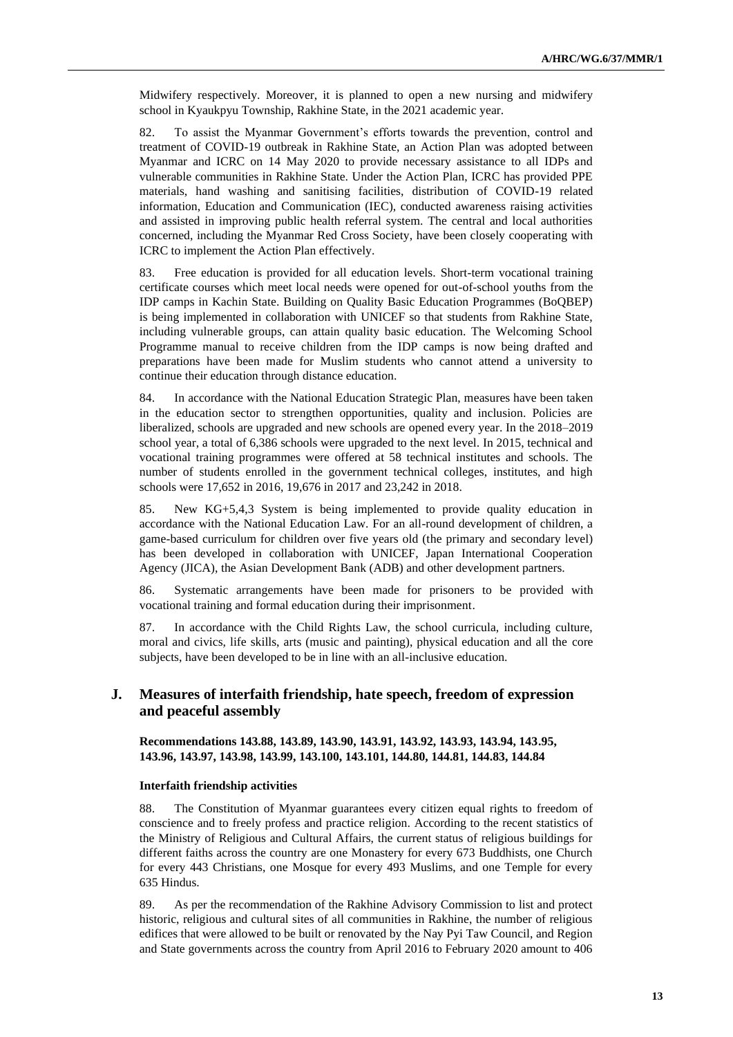Midwifery respectively. Moreover, it is planned to open a new nursing and midwifery school in Kyaukpyu Township, Rakhine State, in the 2021 academic year.

82. To assist the Myanmar Government's efforts towards the prevention, control and treatment of COVID-19 outbreak in Rakhine State, an Action Plan was adopted between Myanmar and ICRC on 14 May 2020 to provide necessary assistance to all IDPs and vulnerable communities in Rakhine State. Under the Action Plan, ICRC has provided PPE materials, hand washing and sanitising facilities, distribution of COVID-19 related information, Education and Communication (IEC), conducted awareness raising activities and assisted in improving public health referral system. The central and local authorities concerned, including the Myanmar Red Cross Society, have been closely cooperating with ICRC to implement the Action Plan effectively.

83. Free education is provided for all education levels. Short-term vocational training certificate courses which meet local needs were opened for out-of-school youths from the IDP camps in Kachin State. Building on Quality Basic Education Programmes (BoQBEP) is being implemented in collaboration with UNICEF so that students from Rakhine State, including vulnerable groups, can attain quality basic education. The Welcoming School Programme manual to receive children from the IDP camps is now being drafted and preparations have been made for Muslim students who cannot attend a university to continue their education through distance education.

84. In accordance with the National Education Strategic Plan, measures have been taken in the education sector to strengthen opportunities, quality and inclusion. Policies are liberalized, schools are upgraded and new schools are opened every year. In the 2018–2019 school year, a total of 6,386 schools were upgraded to the next level. In 2015, technical and vocational training programmes were offered at 58 technical institutes and schools. The number of students enrolled in the government technical colleges, institutes, and high schools were 17,652 in 2016, 19,676 in 2017 and 23,242 in 2018.

85. New KG+5,4,3 System is being implemented to provide quality education in accordance with the National Education Law. For an all-round development of children, a game-based curriculum for children over five years old (the primary and secondary level) has been developed in collaboration with UNICEF, Japan International Cooperation Agency (JICA), the Asian Development Bank (ADB) and other development partners.

86. Systematic arrangements have been made for prisoners to be provided with vocational training and formal education during their imprisonment.

87. In accordance with the Child Rights Law, the school curricula, including culture, moral and civics, life skills, arts (music and painting), physical education and all the core subjects, have been developed to be in line with an all-inclusive education.

## J. Measures of interfaith friendship, hate speech, freedom of expression and peaceful assembly

**Recommendations 143.88, 143.89, 143.90, 143.91, 143.92, 143.93, 143.94, 143.95, 143.96, 143.97, 143.98, 143.99, 143.100, 143.101, 144.80, 144.81, 144.83, 144.84**

#### Interfaith friendship activities

88. The Constitution of Myanmar guarantees every citizen equal rights to freedom of conscience and to freely profess and practice religion. According to the recent statistics of the Ministry of Religious and Cultural Affairs, the current status of religious buildings for different faiths across the country are one Monastery for every 673 Buddhists, one Church for every 443 Christians, one Mosque for every 493 Muslims, and one Temple for every 635 Hindus.

89. As per the recommendation of the Rakhine Advisory Commission to list and protect historic, religious and cultural sites of all communities in Rakhine, the number of religious edifices that were allowed to be built or renovated by the Nay Pyi Taw Council, and Region and State governments across the country from April 2016 to February 2020 amount to 406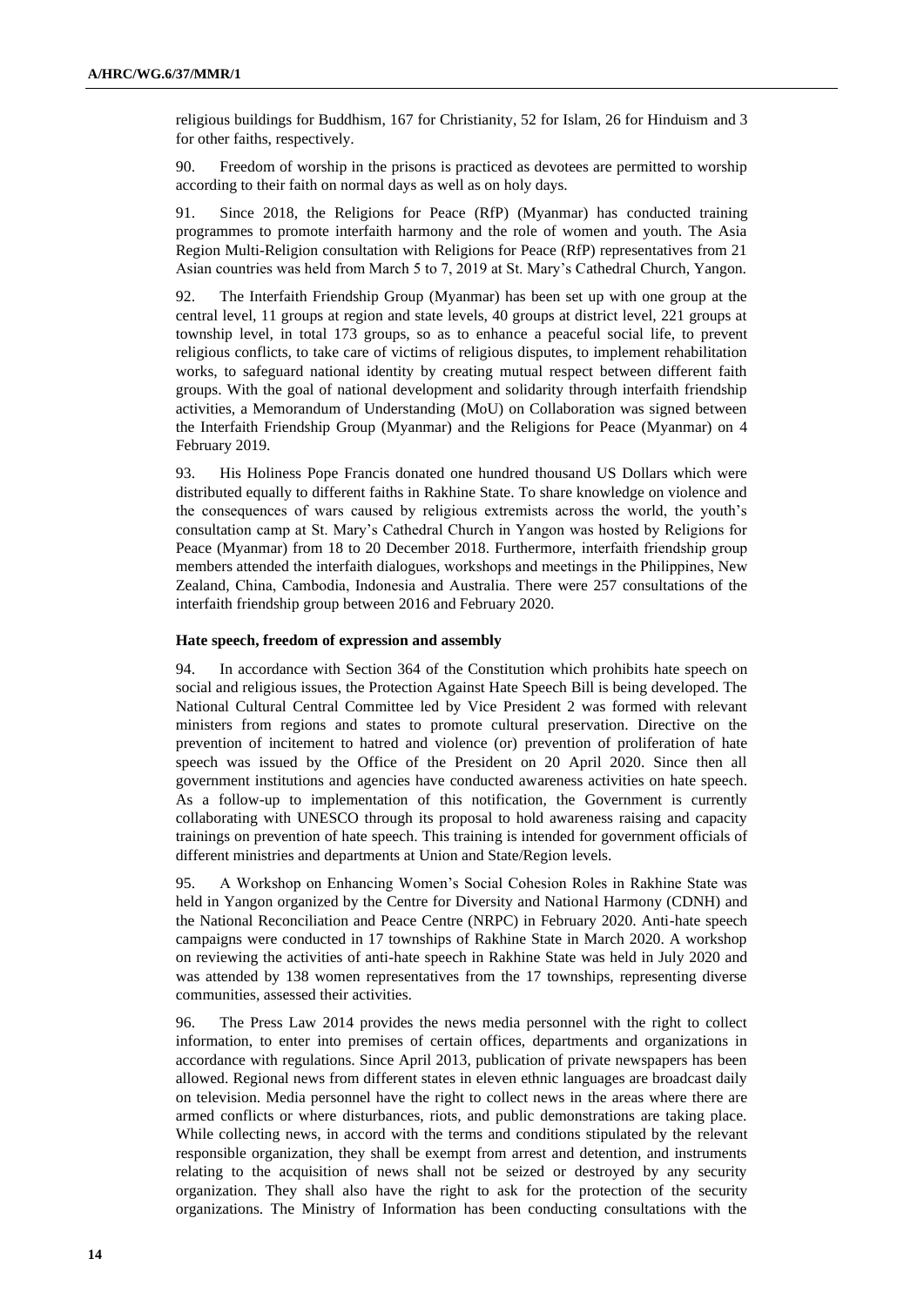religious buildings for Buddhism, 167 for Christianity, 52 for Islam, 26 for Hinduism and 3 for other faiths, respectively.

90. Freedom of worship in the prisons is practiced as devotees are permitted to worship according to their faith on normal days as well as on holy days.

91. Since 2018, the Religions for Peace (RfP) (Myanmar) has conducted training programmes to promote interfaith harmony and the role of women and youth. The Asia Region Multi-Religion consultation with Religions for Peace (RfP) representatives from 21 Asian countries was held from March 5 to 7, 2019 at St. Mary's Cathedral Church, Yangon.

92. The Interfaith Friendship Group (Myanmar) has been set up with one group at the central level, 11 groups at region and state levels, 40 groups at district level, 221 groups at township level, in total 173 groups, so as to enhance a peaceful social life, to prevent religious conflicts, to take care of victims of religious disputes, to implement rehabilitation works, to safeguard national identity by creating mutual respect between different faith groups. With the goal of national development and solidarity through interfaith friendship activities, a Memorandum of Understanding (MoU) on Collaboration was signed between the Interfaith Friendship Group (Myanmar) and the Religions for Peace (Myanmar) on 4 February 2019.

93. His Holiness Pope Francis donated one hundred thousand US Dollars which were distributed equally to different faiths in Rakhine State. To share knowledge on violence and the consequences of wars caused by religious extremists across the world, the youth's consultation camp at St. Mary's Cathedral Church in Yangon was hosted by Religions for Peace (Myanmar) from 18 to 20 December 2018. Furthermore, interfaith friendship group members attended the interfaith dialogues, workshops and meetings in the Philippines, New Zealand, China, Cambodia, Indonesia and Australia. There were 257 consultations of the interfaith friendship group between 2016 and February 2020.

### Hate speech, freedom of expression and assembly

94. In accordance with Section 364 of the Constitution which prohibits hate speech on social and religious issues, the Protection Against Hate Speech Bill is being developed. The National Cultural Central Committee led by Vice President 2 was formed with relevant ministers from regions and states to promote cultural preservation. Directive on the prevention of incitement to hatred and violence (or) prevention of proliferation of hate speech was issued by the Office of the President on 20 April 2020. Since then all government institutions and agencies have conducted awareness activities on hate speech. As a follow-up to implementation of this notification, the Government is currently collaborating with UNESCO through its proposal to hold awareness raising and capacity trainings on prevention of hate speech. This training is intended for government officials of different ministries and departments at Union and State/Region levels.

95. A Workshop on Enhancing Women's Social Cohesion Roles in Rakhine State was held in Yangon organized by the Centre for Diversity and National Harmony (CDNH) and the National Reconciliation and Peace Centre (NRPC) in February 2020. Anti-hate speech campaigns were conducted in 17 townships of Rakhine State in March 2020. A workshop on reviewing the activities of anti-hate speech in Rakhine State was held in July 2020 and was attended by 138 women representatives from the 17 townships, representing diverse communities, assessed their activities.

96. The Press Law 2014 provides the news media personnel with the right to collect information, to enter into premises of certain offices, departments and organizations in accordance with regulations. Since April 2013, publication of private newspapers has been allowed. Regional news from different states in eleven ethnic languages are broadcast daily on television. Media personnel have the right to collect news in the areas where there are armed conflicts or where disturbances, riots, and public demonstrations are taking place. While collecting news, in accord with the terms and conditions stipulated by the relevant responsible organization, they shall be exempt from arrest and detention, and instruments relating to the acquisition of news shall not be seized or destroyed by any security organization. They shall also have the right to ask for the protection of the security organizations. The Ministry of Information has been conducting consultations with the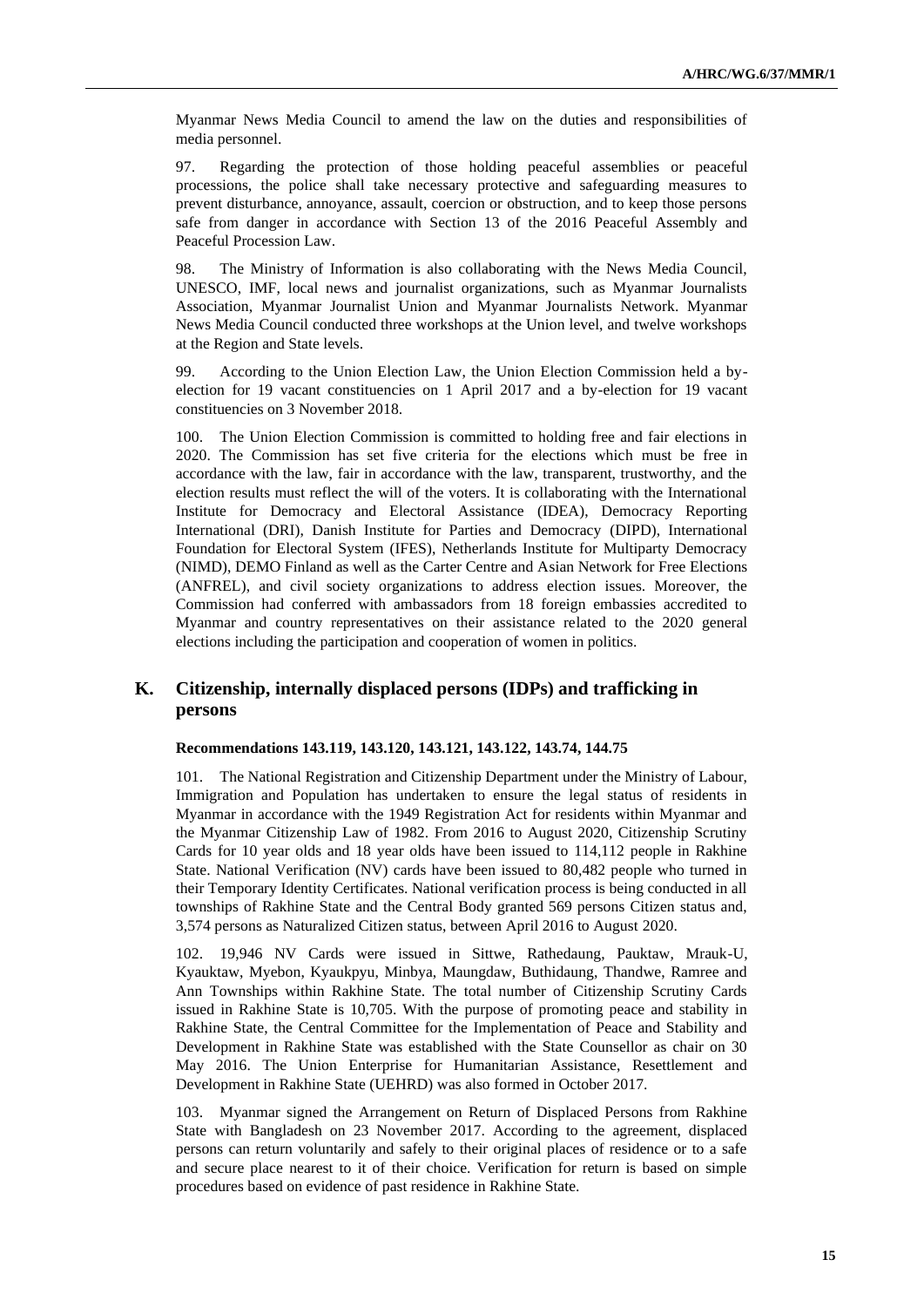Myanmar News Media Council to amend the law on the duties and responsibilities of media personnel.

97. Regarding the protection of those holding peaceful assemblies or peaceful processions, the police shall take necessary protective and safeguarding measures to prevent disturbance, annoyance, assault, coercion or obstruction, and to keep those persons safe from danger in accordance with Section 13 of the 2016 Peaceful Assembly and Peaceful Procession Law.

98. The Ministry of Information is also collaborating with the News Media Council, UNESCO, IMF, local news and journalist organizations, such as Myanmar Journalists Association, Myanmar Journalist Union and Myanmar Journalists Network. Myanmar News Media Council conducted three workshops at the Union level, and twelve workshops at the Region and State levels.

99. According to the Union Election Law, the Union Election Commission held a by-election for 19 vacant constituencies on 1 April 2017 and a by-election for 19 vacant constituencies on 3 November 2018.

100. The Union Election Commission is committed to holding free and fair elections in 2020. The Commission has set five criteria for the elections which must be free in accordance with the law, fair in accordance with the law, transparent, trustworthy, and the election results must reflect the will of the voters. It is collaborating with the International Institute for Democracy and Electoral Assistance (IDEA), Democracy Reporting International (DRI), Danish Institute for Parties and Democracy (DIPD), International Foundation for Electoral System (IFES), Netherlands Institute for Multiparty Democracy (NIMD), DEMO Finland as well as the Carter Centre and Asian Network for Free Elections (ANFREL), and civil society organizations to address election issues. Moreover, the Commission had conferred with ambassadors from 18 foreign embassies accredited to Myanmar and country representatives on their assistance related to the 2020 general elections including the participation and cooperation of women in politics.

## K. Citizenship, internally displaced persons (IDPs) and trafficking in persons

**Recommendations 143.119, 143.120, 143.121, 143.122, 143.74, 144.75**

101. The National Registration and Citizenship Department under the Ministry of Labour, Immigration and Population has undertaken to ensure the legal status of residents in Myanmar in accordance with the 1949 Registration Act for residents within Myanmar and the Myanmar Citizenship Law of 1982. From 2016 to August 2020, Citizenship Scrutiny Cards for 10 year olds and 18 year olds have been issued to 114,112 people in Rakhine State. National Verification (NV) cards have been issued to 80,482 people who turned in their Temporary Identity Certificates. National verification process is being conducted in all townships of Rakhine State and the Central Body granted 569 persons Citizen status and, 3,574 persons as Naturalized Citizen status, between April 2016 to August 2020.

102. 19,946 NV Cards were issued in Sittwe, Rathedaung, Pauktaw, Mrauk-U, Kyauktaw, Myebon, Kyaukpyu, Minbya, Maungdaw, Buthidaung, Thandwe, Ramree and Ann Townships within Rakhine State. The total number of Citizenship Scrutiny Cards issued in Rakhine State is 10,705. With the purpose of promoting peace and stability in Rakhine State, the Central Committee for the Implementation of Peace and Stability and Development in Rakhine State was established with the State Counsellor as chair on 30 May 2016. The Union Enterprise for Humanitarian Assistance, Resettlement and Development in Rakhine State (UEHRD) was also formed in October 2017.

103. Myanmar signed the Arrangement on Return of Displaced Persons from Rakhine State with Bangladesh on 23 November 2017. According to the agreement, displaced persons can return voluntarily and safely to their original places of residence or to a safe and secure place nearest to it of their choice. Verification for return is based on simple procedures based on evidence of past residence in Rakhine State.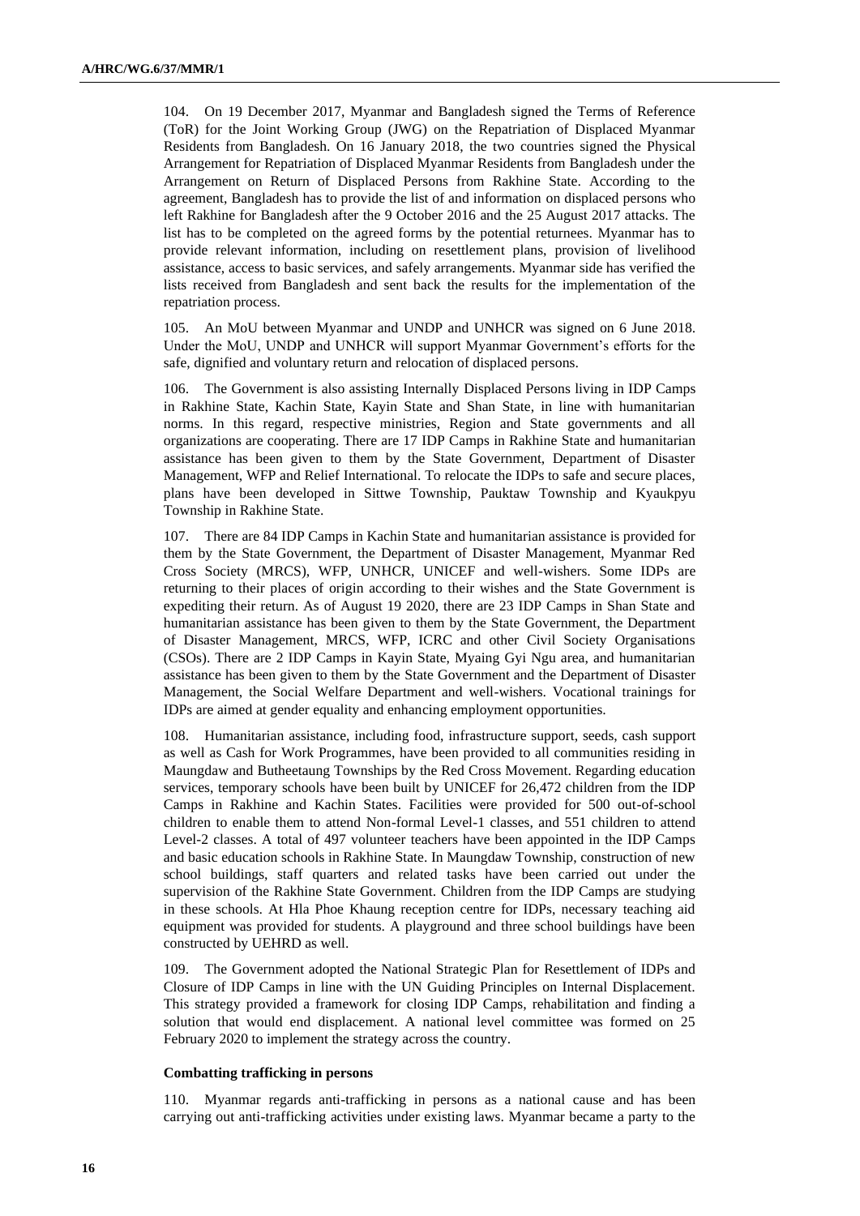104. On 19 December 2017, Myanmar and Bangladesh signed the Terms of Reference (ToR) for the Joint Working Group (JWG) on the Repatriation of Displaced Myanmar Residents from Bangladesh. On 16 January 2018, the two countries signed the Physical Arrangement for Repatriation of Displaced Myanmar Residents from Bangladesh under the Arrangement on Return of Displaced Persons from Rakhine State. According to the agreement, Bangladesh has to provide the list of and information on displaced persons who left Rakhine for Bangladesh after the 9 October 2016 and the 25 August 2017 attacks. The list has to be completed on the agreed forms by the potential returnees. Myanmar has to provide relevant information, including on resettlement plans, provision of livelihood assistance, access to basic services, and safely arrangements. Myanmar side has verified the lists received from Bangladesh and sent back the results for the implementation of the repatriation process.

105. An MoU between Myanmar and UNDP and UNHCR was signed on 6 June 2018. Under the MoU, UNDP and UNHCR will support Myanmar Government's efforts for the safe, dignified and voluntary return and relocation of displaced persons.

106. The Government is also assisting Internally Displaced Persons living in IDP Camps in Rakhine State, Kachin State, Kayin State and Shan State, in line with humanitarian norms. In this regard, respective ministries, Region and State governments and all organizations are cooperating. There are 17 IDP Camps in Rakhine State and humanitarian assistance has been given to them by the State Government, Department of Disaster Management, WFP and Relief International. To relocate the IDPs to safe and secure places, plans have been developed in Sittwe Township, Pauktaw Township and Kyaukpyu Township in Rakhine State.

107. There are 84 IDP Camps in Kachin State and humanitarian assistance is provided for them by the State Government, the Department of Disaster Management, Myanmar Red Cross Society (MRCS), WFP, UNHCR, UNICEF and well-wishers. Some IDPs are returning to their places of origin according to their wishes and the State Government is expediting their return. As of August 19 2020, there are 23 IDP Camps in Shan State and humanitarian assistance has been given to them by the State Government, the Department of Disaster Management, MRCS, WFP, ICRC and other Civil Society Organisations (CSOs). There are 2 IDP Camps in Kayin State, Myaing Gyi Ngu area, and humanitarian assistance has been given to them by the State Government and the Department of Disaster Management, the Social Welfare Department and well-wishers. Vocational trainings for IDPs are aimed at gender equality and enhancing employment opportunities.

108. Humanitarian assistance, including food, infrastructure support, seeds, cash support as well as Cash for Work Programmes, have been provided to all communities residing in Maungdaw and Butheetaung Townships by the Red Cross Movement. Regarding education services, temporary schools have been built by UNICEF for 26,472 children from the IDP Camps in Rakhine and Kachin States. Facilities were provided for 500 out-of-school children to enable them to attend Non-formal Level-1 classes, and 551 children to attend Level-2 classes. A total of 497 volunteer teachers have been appointed in the IDP Camps and basic education schools in Rakhine State. In Maungdaw Township, construction of new school buildings, staff quarters and related tasks have been carried out under the supervision of the Rakhine State Government. Children from the IDP Camps are studying in these schools. At Hla Phoe Khaung reception centre for IDPs, necessary teaching aid equipment was provided for students. A playground and three school buildings have been constructed by UEHRD as well.

109. The Government adopted the National Strategic Plan for Resettlement of IDPs and Closure of IDP Camps in line with the UN Guiding Principles on Internal Displacement. This strategy provided a framework for closing IDP Camps, rehabilitation and finding a solution that would end displacement. A national level committee was formed on 25 February 2020 to implement the strategy across the country.

**Combatting trafficking in persons**

110. Myanmar regards anti-trafficking in persons as a national cause and has been carrying out anti-trafficking activities under existing laws. Myanmar became a party to the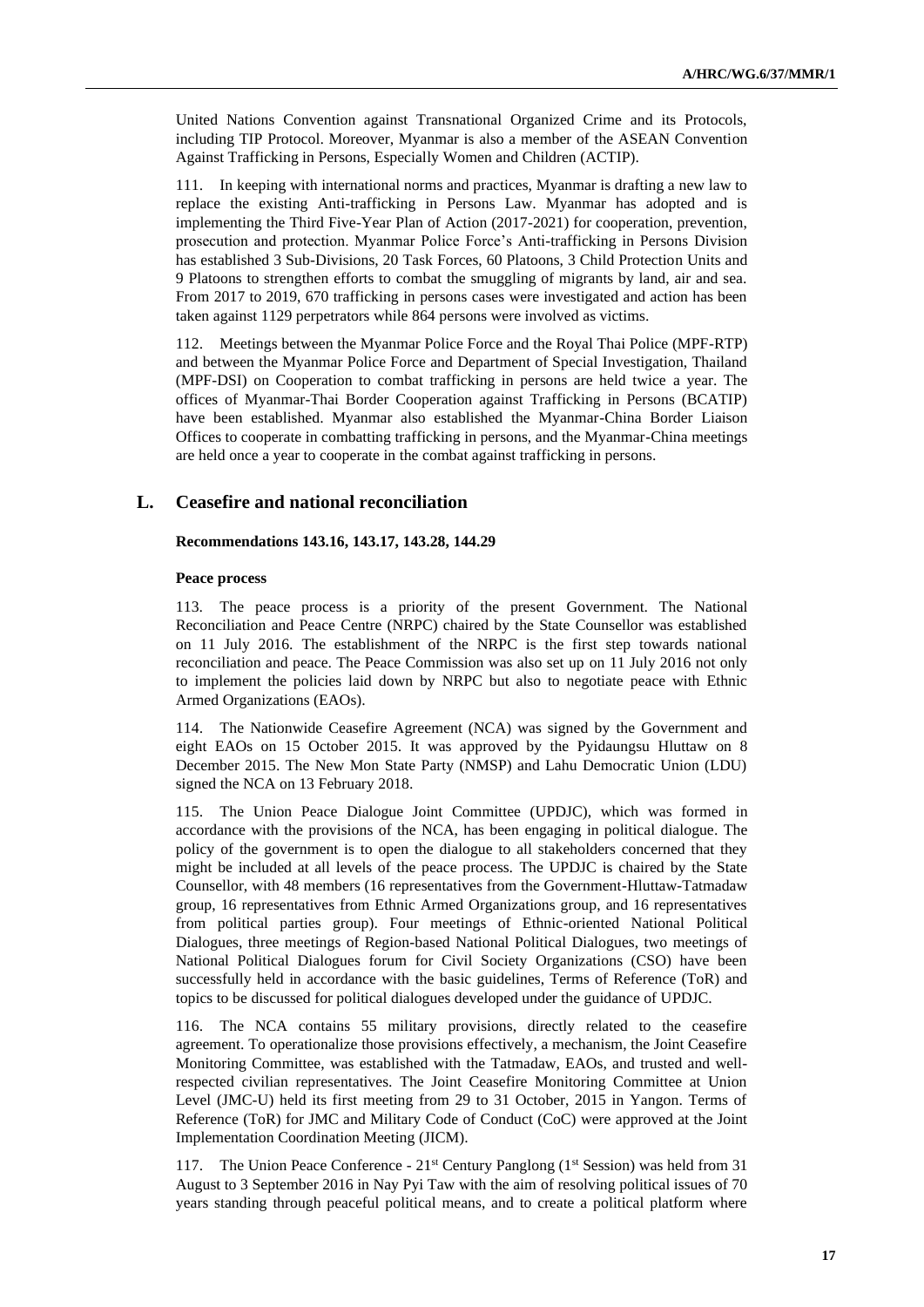United Nations Convention against Transnational Organized Crime and its Protocols, including TIP Protocol. Moreover, Myanmar is also a member of the ASEAN Convention Against Trafficking in Persons, Especially Women and Children (ACTIP).

111. In keeping with international norms and practices, Myanmar is drafting a new law to replace the existing Anti-trafficking in Persons Law. Myanmar has adopted and is implementing the Third Five-Year Plan of Action (2017-2021) for cooperation, prevention, prosecution and protection. Myanmar Police Force's Anti-trafficking in Persons Division has established 3 Sub-Divisions, 20 Task Forces, 60 Platoons, 3 Child Protection Units and 9 Platoons to strengthen efforts to combat the smuggling of migrants by land, air and sea. From 2017 to 2019, 670 trafficking in persons cases were investigated and action has been taken against 1129 perpetrators while 864 persons were involved as victims.

112. Meetings between the Myanmar Police Force and the Royal Thai Police (MPF-RTP) and between the Myanmar Police Force and Department of Special Investigation, Thailand (MPF-DSI) on Cooperation to combat trafficking in persons are held twice a year. The offices of Myanmar-Thai Border Cooperation against Trafficking in Persons (BCATIP) have been established. Myanmar also established the Myanmar-China Border Liaison Offices to cooperate in combatting trafficking in persons, and the Myanmar-China meetings are held once a year to cooperate in the combat against trafficking in persons.

## L. Ceasefire and national reconciliation

**Recommendations 143.16, 143.17, 143.28, 144.29**

**Peace process**

113. The peace process is a priority of the present Government. The National Reconciliation and Peace Centre (NRPC) chaired by the State Counsellor was established on 11 July 2016. The establishment of the NRPC is the first step towards national reconciliation and peace. The Peace Commission was also set up on 11 July 2016 not only to implement the policies laid down by NRPC but also to negotiate peace with Ethnic Armed Organizations (EAOs).

114. The Nationwide Ceasefire Agreement (NCA) was signed by the Government and eight EAOs on 15 October 2015. It was approved by the Pyidaungsu Hluttaw on 8 December 2015. The New Mon State Party (NMSP) and Lahu Democratic Union (LDU) signed the NCA on 13 February 2018.

115. The Union Peace Dialogue Joint Committee (UPDJC), which was formed in accordance with the provisions of the NCA, has been engaging in political dialogue. The policy of the government is to open the dialogue to all stakeholders concerned that they might be included at all levels of the peace process. The UPDJC is chaired by the State Counsellor, with 48 members (16 representatives from the Government-Hluttaw-Tatmadaw group, 16 representatives from Ethnic Armed Organizations group, and 16 representatives from political parties group). Four meetings of Ethnic-oriented National Political Dialogues, three meetings of Region-based National Political Dialogues, two meetings of National Political Dialogues forum for Civil Society Organizations (CSO) have been successfully held in accordance with the basic guidelines, Terms of Reference (ToR) and topics to be discussed for political dialogues developed under the guidance of UPDJC.

116. The NCA contains 55 military provisions, directly related to the ceasefire agreement. To operationalize those provisions effectively, a mechanism, the Joint Ceasefire Monitoring Committee, was established with the Tatmadaw, EAOs, and trusted and well-respected civilian representatives. The Joint Ceasefire Monitoring Committee at Union Level (JMC-U) held its first meeting from 29 to 31 October, 2015 in Yangon. Terms of Reference (ToR) for JMC and Military Code of Conduct (CoC) were approved at the Joint Implementation Coordination Meeting (JICM).

117. The Union Peace Conference - 21st Century Panglong (1st Session) was held from 31 August to 3 September 2016 in Nay Pyi Taw with the aim of resolving political issues of 70 years standing through peaceful political means, and to create a political platform where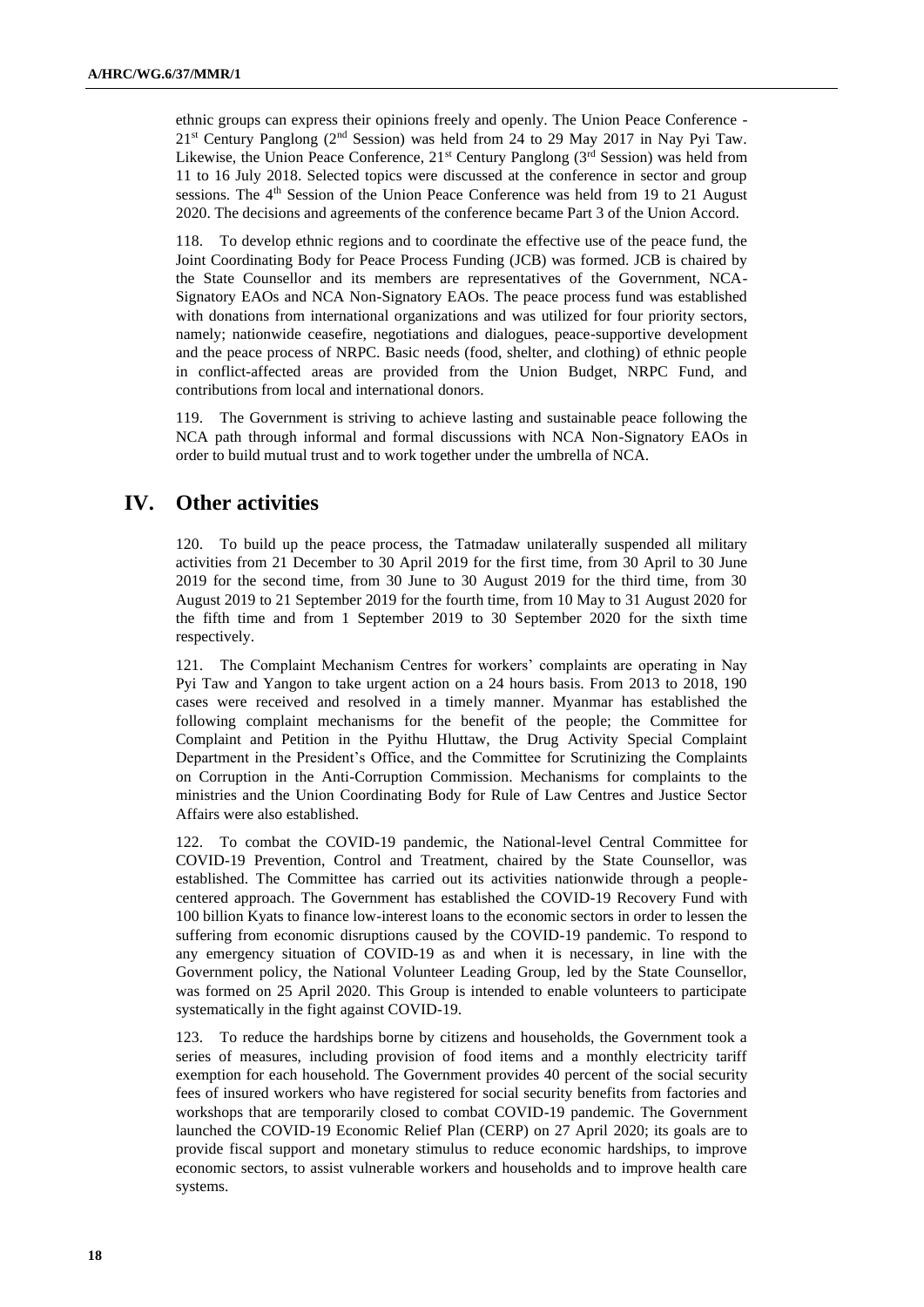ethnic groups can express their opinions freely and openly. The Union Peace Conference - 21st Century Panglong (2nd Session) was held from 24 to 29 May 2017 in Nay Pyi Taw. Likewise, the Union Peace Conference, 21st Century Panglong (3rd Session) was held from 11 to 16 July 2018. Selected topics were discussed at the conference in sector and group sessions. The 4th Session of the Union Peace Conference was held from 19 to 21 August 2020. The decisions and agreements of the conference became Part 3 of the Union Accord.

118. To develop ethnic regions and to coordinate the effective use of the peace fund, the Joint Coordinating Body for Peace Process Funding (JCB) was formed. JCB is chaired by the State Counsellor and its members are representatives of the Government, NCA-Signatory EAOs and NCA Non-Signatory EAOs. The peace process fund was established with donations from international organizations and was utilized for four priority sectors, namely; nationwide ceasefire, negotiations and dialogues, peace-supportive development and the peace process of NRPC. Basic needs (food, shelter, and clothing) of ethnic people in conflict-affected areas are provided from the Union Budget, NRPC Fund, and contributions from local and international donors.

119. The Government is striving to achieve lasting and sustainable peace following the NCA path through informal and formal discussions with NCA Non-Signatory EAOs in order to build mutual trust and to work together under the umbrella of NCA.

## IV. Other activities

120. To build up the peace process, the Tatmadaw unilaterally suspended all military activities from 21 December to 30 April 2019 for the first time, from 30 April to 30 June 2019 for the second time, from 30 June to 30 August 2019 for the third time, from 30 August 2019 to 21 September 2019 for the fourth time, from 10 May to 31 August 2020 for the fifth time and from 1 September 2019 to 30 September 2020 for the sixth time respectively.

121. The Complaint Mechanism Centres for workers' complaints are operating in Nay Pyi Taw and Yangon to take urgent action on a 24 hours basis. From 2013 to 2018, 190 cases were received and resolved in a timely manner. Myanmar has established the following complaint mechanisms for the benefit of the people; the Committee for Complaint and Petition in the Pyithu Hluttaw, the Drug Activity Special Complaint Department in the President's Office, and the Committee for Scrutinizing the Complaints on Corruption in the Anti-Corruption Commission. Mechanisms for complaints to the ministries and the Union Coordinating Body for Rule of Law Centres and Justice Sector Affairs were also established.

122. To combat the COVID-19 pandemic, the National-level Central Committee for COVID-19 Prevention, Control and Treatment, chaired by the State Counsellor, was established. The Committee has carried out its activities nationwide through a people-centered approach. The Government has established the COVID-19 Recovery Fund with 100 billion Kyats to finance low-interest loans to the economic sectors in order to lessen the suffering from economic disruptions caused by the COVID-19 pandemic. To respond to any emergency situation of COVID-19 as and when it is necessary, in line with the Government policy, the National Volunteer Leading Group, led by the State Counsellor, was formed on 25 April 2020. This Group is intended to enable volunteers to participate systematically in the fight against COVID-19.

123. To reduce the hardships borne by citizens and households, the Government took a series of measures, including provision of food items and a monthly electricity tariff exemption for each household. The Government provides 40 percent of the social security fees of insured workers who have registered for social security benefits from factories and workshops that are temporarily closed to combat COVID-19 pandemic. The Government launched the COVID-19 Economic Relief Plan (CERP) on 27 April 2020; its goals are to provide fiscal support and monetary stimulus to reduce economic hardships, to improve economic sectors, to assist vulnerable workers and households and to improve health care systems.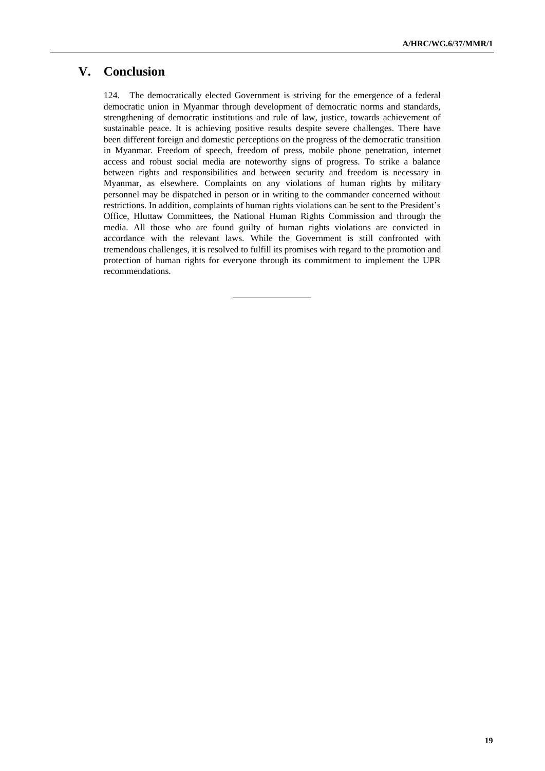# V. Conclusion

124. The democratically elected Government is striving for the emergence of a federal democratic union in Myanmar through development of democratic norms and standards, strengthening of democratic institutions and rule of law, justice, towards achievement of sustainable peace. It is achieving positive results despite severe challenges. There have been different foreign and domestic perceptions on the progress of the democratic transition in Myanmar. Freedom of speech, freedom of press, mobile phone penetration, internet access and robust social media are noteworthy signs of progress. To strike a balance between rights and responsibilities and between security and freedom is necessary in Myanmar, as elsewhere. Complaints on any violations of human rights by military personnel may be dispatched in person or in writing to the commander concerned without restrictions. In addition, complaints of human rights violations can be sent to the President's Office, Hluttaw Committees, the National Human Rights Commission and through the media. All those who are found guilty of human rights violations are convicted in accordance with the relevant laws. While the Government is still confronted with tremendous challenges, it is resolved to fulfill its promises with regard to the promotion and protection of human rights for everyone through its commitment to implement the UPR recommendations.